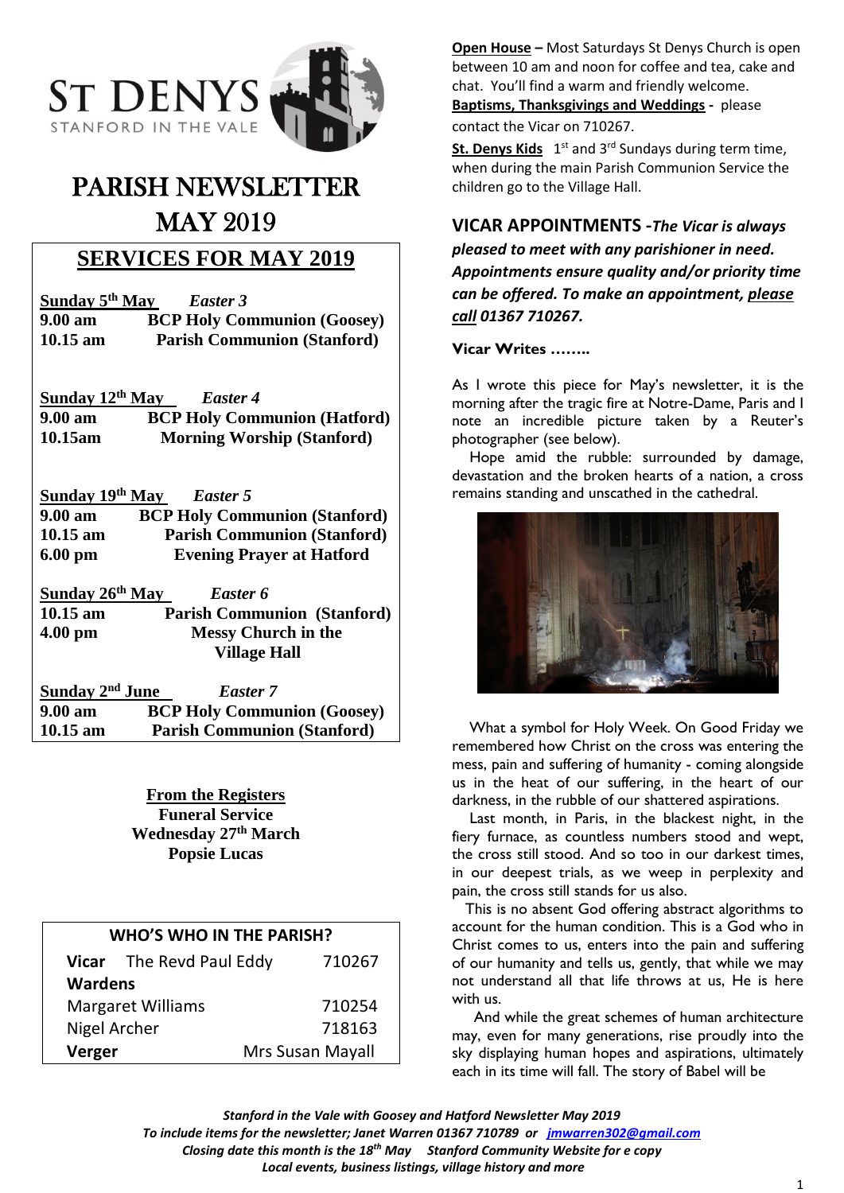# ST DENYS
STANFORD IN THE VALE

# PARISH NEWSLETTER MAY 2019

## SERVICES FOR MAY 2019

**Sunday 5th May** *Easter 3*
**9.00 am** BCP Holy Communion (Goosey)
**10.15 am** Parish Communion (Stanford)

**Sunday 12th May** *Easter 4*
**9.00 am** BCP Holy Communion (Hatford)
**10.15am** Morning Worship (Stanford)

**Sunday 19th May** *Easter 5*
**9.00 am** BCP Holy Communion (Stanford)
**10.15 am** Parish Communion (Stanford)
**6.00 pm** Evening Prayer at Hatford

**Sunday 26th May** *Easter 6*
**10.15 am** Parish Communion (Stanford)
**4.00 pm** Messy Church in the Village Hall

**Sunday 2nd June** *Easter 7*
**9.00 am** BCP Holy Communion (Goosey)
**10.15 am** Parish Communion (Stanford)

**From the Registers**
**Funeral Service**
**Wednesday 27th March**
**Popsie Lucas**

| WHO'S WHO IN THE PARISH? | | |
|---|---|---|
| **Vicar** | The Revd Paul Eddy | 710267 |
| **Wardens** | | |
| Margaret Williams | | 710254 |
| Nigel Archer | | 718163 |
| **Verger** | | Mrs Susan Mayall |

**Open House –** Most Saturdays St Denys Church is open between 10 am and noon for coffee and tea, cake and chat. You'll find a warm and friendly welcome.

**Baptisms, Thanksgivings and Weddings** - please contact the Vicar on 710267.

**St. Denys Kids** 1st and 3rd Sundays during term time, when during the main Parish Communion Service the children go to the Village Hall.

## VICAR APPOINTMENTS -*The Vicar is always pleased to meet with any parishioner in need. Appointments ensure quality and/or priority time can be offered. To make an appointment, please call 01367 710267.*

### Vicar Writes ……..

As I wrote this piece for May's newsletter, it is the morning after the tragic fire at Notre-Dame, Paris and I note an incredible picture taken by a Reuter's photographer (see below).

Hope amid the rubble: surrounded by damage, devastation and the broken hearts of a nation, a cross remains standing and unscathed in the cathedral.

What a symbol for Holy Week. On Good Friday we remembered how Christ on the cross was entering the mess, pain and suffering of humanity - coming alongside us in the heat of our suffering, in the heart of our darkness, in the rubble of our shattered aspirations.

Last month, in Paris, in the blackest night, in the fiery furnace, as countless numbers stood and wept, the cross still stood. And so too in our darkest times, in our deepest trials, as we weep in perplexity and pain, the cross still stands for us also.

This is no absent God offering abstract algorithms to account for the human condition. This is a God who in Christ comes to us, enters into the pain and suffering of our humanity and tells us, gently, that while we may not understand all that life throws at us, He is here with us.

And while the great schemes of human architecture may, even for many generations, rise proudly into the sky displaying human hopes and aspirations, ultimately each in its time will fall. The story of Babel will be

*Stanford in the Vale with Goosey and Hatford Newsletter May 2019*
*To include items for the newsletter; Janet Warren 01367 710789 or jmwarren302@gmail.com*
*Closing date this month is the 18th May Stanford Community Website for e copy*
*Local events, business listings, village history and more*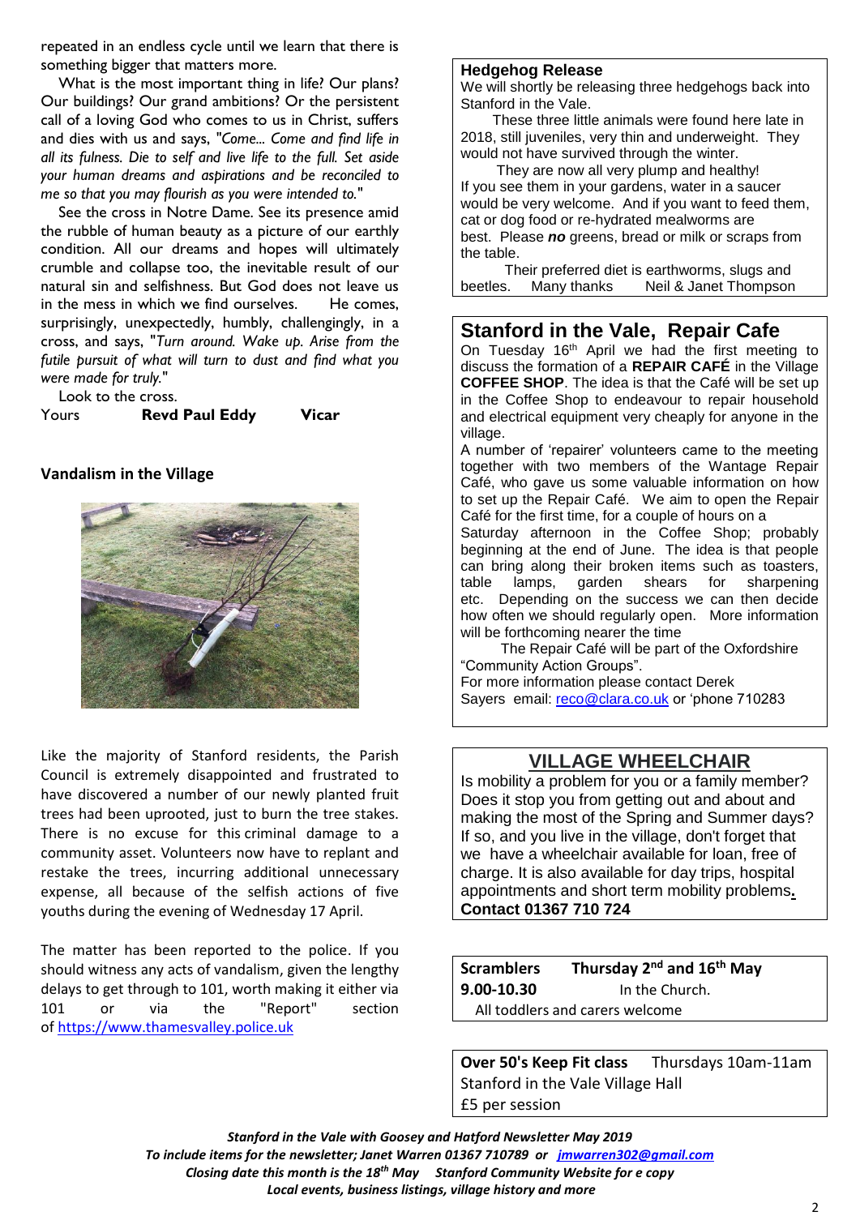repeated in an endless cycle until we learn that there is something bigger that matters more.

What is the most important thing in life? Our plans? Our buildings? Our grand ambitions? Or the persistent call of a loving God who comes to us in Christ, suffers and dies with us and says, "*Come... Come and find life in all its fulness. Die to self and live life to the full. Set aside your human dreams and aspirations and be reconciled to me so that you may flourish as you were intended to.*"

See the cross in Notre Dame. See its presence amid the rubble of human beauty as a picture of our earthly condition. All our dreams and hopes will ultimately crumble and collapse too, the inevitable result of our natural sin and selfishness. But God does not leave us in the mess in which we find ourselves. He comes, surprisingly, unexpectedly, humbly, challengingly, in a cross, and says, "*Turn around. Wake up. Arise from the futile pursuit of what will turn to dust and find what you were made for truly.*"

Look to the cross.

Yours **Revd Paul Eddy** **Vicar**

**Vandalism in the Village**

Like the majority of Stanford residents, the Parish Council is extremely disappointed and frustrated to have discovered a number of our newly planted fruit trees had been uprooted, just to burn the tree stakes. There is no excuse for this criminal damage to a community asset. Volunteers now have to replant and restake the trees, incurring additional unnecessary expense, all because of the selfish actions of five youths during the evening of Wednesday 17 April.

The matter has been reported to the police. If you should witness any acts of vandalism, given the lengthy delays to get through to 101, worth making it either via 101 or via the "Report" section of https://www.thamesvalley.police.uk

**Hedgehog Release**

We will shortly be releasing three hedgehogs back into Stanford in the Vale.

These three little animals were found here late in 2018, still juveniles, very thin and underweight. They would not have survived through the winter.

They are now all very plump and healthy!

If you see them in your gardens, water in a saucer would be very welcome. And if you want to feed them, cat or dog food or re-hydrated mealworms are best. Please ***no*** greens, bread or milk or scraps from the table.

Their preferred diet is earthworms, slugs and beetles. Many thanks Neil & Janet Thompson

## Stanford in the Vale, Repair Cafe

On Tuesday 16th April we had the first meeting to discuss the formation of a **REPAIR CAFÉ** in the Village **COFFEE SHOP**. The idea is that the Café will be set up in the Coffee Shop to endeavour to repair household and electrical equipment very cheaply for anyone in the village.

A number of 'repairer' volunteers came to the meeting together with two members of the Wantage Repair Café, who gave us some valuable information on how to set up the Repair Café. We aim to open the Repair Café for the first time, for a couple of hours on a Saturday afternoon in the Coffee Shop; probably beginning at the end of June. The idea is that people can bring along their broken items such as toasters, table lamps, garden shears for sharpening etc. Depending on the success we can then decide how often we should regularly open. More information will be forthcoming nearer the time

The Repair Café will be part of the Oxfordshire "Community Action Groups".

For more information please contact Derek Sayers email: reco@clara.co.uk or 'phone 710283

## VILLAGE WHEELCHAIR

Is mobility a problem for you or a family member? Does it stop you from getting out and about and making the most of the Spring and Summer days? If so, and you live in the village, don't forget that we have a wheelchair available for loan, free of charge. It is also available for day trips, hospital appointments and short term mobility problems. **Contact 01367 710 724**

**Scramblers** **Thursday 2nd and 16th May**
**9.00-10.30** In the Church.
All toddlers and carers welcome

**Over 50's Keep Fit class** Thursdays 10am-11am
Stanford in the Vale Village Hall
£5 per session

***Stanford in the Vale with Goosey and Hatford Newsletter May 2019***
***To include items for the newsletter; Janet Warren 01367 710789 or jmwarren302@gmail.com***
***Closing date this month is the 18th May Stanford Community Website for e copy***
***Local events, business listings, village history and more***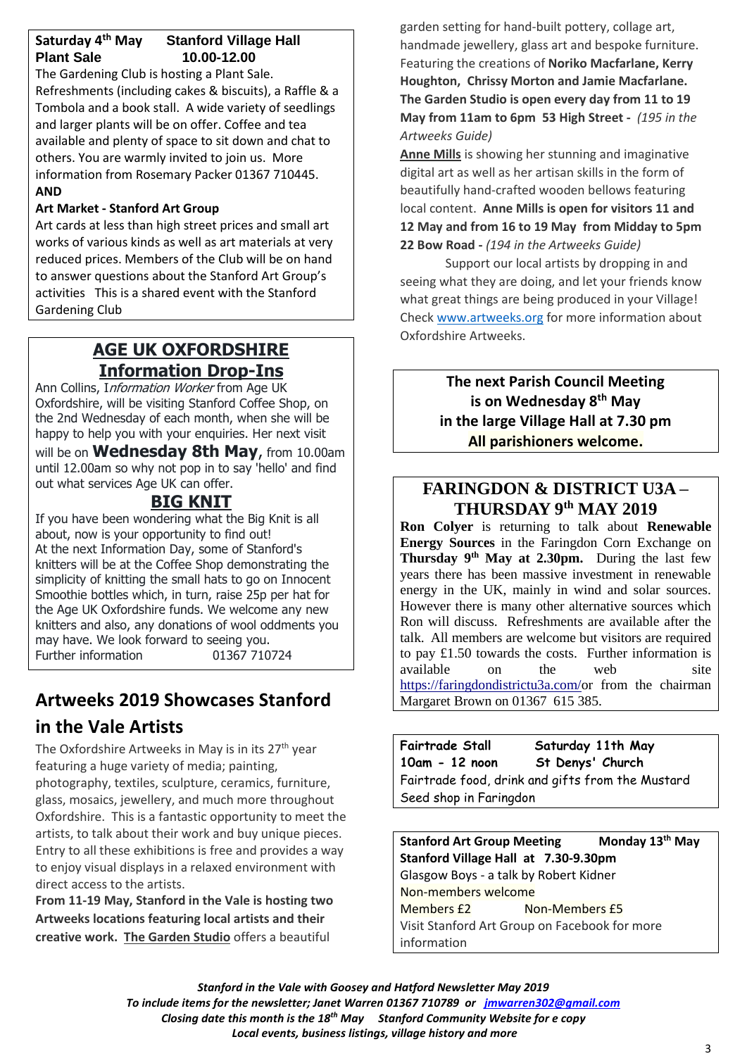**Saturday 4th May Stanford Village Hall**
**Plant Sale 10.00-12.00**

The Gardening Club is hosting a Plant Sale. Refreshments (including cakes & biscuits), a Raffle & a Tombola and a book stall. A wide variety of seedlings and larger plants will be on offer. Coffee and tea available and plenty of space to sit down and chat to others. You are warmly invited to join us. More information from Rosemary Packer 01367 710445.

**AND**

**Art Market - Stanford Art Group**

Art cards at less than high street prices and small art works of various kinds as well as art materials at very reduced prices. Members of the Club will be on hand to answer questions about the Stanford Art Group's activities This is a shared event with the Stanford Gardening Club

## AGE UK OXFORDSHIRE Information Drop-Ins

Ann Collins, *Information Worker* from Age UK Oxfordshire, will be visiting Stanford Coffee Shop, on the 2nd Wednesday of each month, when she will be happy to help you with your enquiries. Her next visit will be on **Wednesday 8th May**, from 10.00am until 12.00am so why not pop in to say 'hello' and find out what services Age UK can offer.

## BIG KNIT

If you have been wondering what the Big Knit is all about, now is your opportunity to find out!
At the next Information Day, some of Stanford's knitters will be at the Coffee Shop demonstrating the simplicity of knitting the small hats to go on Innocent Smoothie bottles which, in turn, raise 25p per hat for the Age UK Oxfordshire funds. We welcome any new knitters and also, any donations of wool oddments you may have. We look forward to seeing you.
Further information 01367 710724

## Artweeks 2019 Showcases Stanford in the Vale Artists

The Oxfordshire Artweeks in May is in its 27th year featuring a huge variety of media; painting, photography, textiles, sculpture, ceramics, furniture, glass, mosaics, jewellery, and much more throughout Oxfordshire. This is a fantastic opportunity to meet the artists, to talk about their work and buy unique pieces. Entry to all these exhibitions is free and provides a way to enjoy visual displays in a relaxed environment with direct access to the artists.

**From 11-19 May, Stanford in the Vale is hosting two Artweeks locations featuring local artists and their creative work.** **The Garden Studio** offers a beautiful garden setting for hand-built pottery, collage art, handmade jewellery, glass art and bespoke furniture. Featuring the creations of **Noriko Macfarlane, Kerry Houghton, Chrissy Morton and Jamie Macfarlane. The Garden Studio is open every day from 11 to 19 May from 11am to 6pm 53 High Street -** *(195 in the Artweeks Guide)*

**Anne Mills** is showing her stunning and imaginative digital art as well as her artisan skills in the form of beautifully hand-crafted wooden bellows featuring local content. **Anne Mills is open for visitors 11 and 12 May and from 16 to 19 May from Midday to 5pm 22 Bow Road -** *(194 in the Artweeks Guide)*

Support our local artists by dropping in and seeing what they are doing, and let your friends know what great things are being produced in your Village! Check www.artweeks.org for more information about Oxfordshire Artweeks.

**The next Parish Council Meeting is on Wednesday 8th May in the large Village Hall at 7.30 pm**
**All parishioners welcome.**

## FARINGDON & DISTRICT U3A – THURSDAY 9th MAY 2019

**Ron Colyer** is returning to talk about **Renewable Energy Sources** in the Faringdon Corn Exchange on **Thursday 9th May at 2.30pm.** During the last few years there has been massive investment in renewable energy in the UK, mainly in wind and solar sources. However there is many other alternative sources which Ron will discuss. Refreshments are available after the talk. All members are welcome but visitors are required to pay £1.50 towards the costs. Further information is available on the web site https://faringdondistrictu3a.com/or from the chairman Margaret Brown on 01367 615 385.

**Fairtrade Stall Saturday 11th May**
**10am - 12 noon St Denys' Church**
Fairtrade food, drink and gifts from the Mustard Seed shop in Faringdon

**Stanford Art Group Meeting Monday 13th May**
**Stanford Village Hall at 7.30-9.30pm**
Glasgow Boys - a talk by Robert Kidner
Non-members welcome
Members £2 Non-Members £5
Visit Stanford Art Group on Facebook for more information

***Stanford in the Vale with Goosey and Hatford Newsletter May 2019***
***To include items for the newsletter; Janet Warren 01367 710789 or jmwarren302@gmail.com***
***Closing date this month is the 18th May Stanford Community Website for e copy***
***Local events, business listings, village history and more***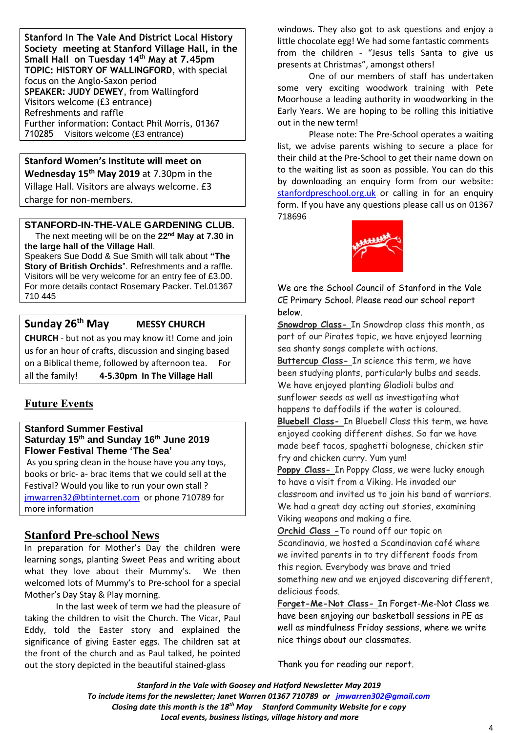**Stanford In The Vale And District Local History Society meeting at Stanford Village Hall, in the Small Hall on Tuesday 14th May at 7.45pm**
**TOPIC: HISTORY OF WALLINGFORD**, with special focus on the Anglo-Saxon period
**SPEAKER: JUDY DEWEY**, from Wallingford
Visitors welcome (£3 entrance)
Refreshments and raffle
Further information: Contact Phil Morris, 01367 710285 Visitors welcome (£3 entrance)

**Stanford Women's Institute will meet on Wednesday 15th May 2019** at 7.30pm in the Village Hall. Visitors are always welcome. £3 charge for non-members.

**STANFORD-IN-THE-VALE GARDENING CLUB.**
The next meeting will be on the **22nd May at 7.30 in the large hall of the Village Hal**l.
Speakers Sue Dodd & Sue Smith will talk about **"The Story of British Orchids"**. Refreshments and a raffle. Visitors will be very welcome for an entry fee of £3.00. For more details contact Rosemary Packer. Tel.01367 710 445

**Sunday 26th May MESSY CHURCH**

**CHURCH** - but not as you may know it! Come and join us for an hour of crafts, discussion and singing based on a Biblical theme, followed by afternoon tea. For all the family! **4-5.30pm In The Village Hall**

## Future Events

**Stanford Summer Festival**
**Saturday 15th and Sunday 16th June 2019**
**Flower Festival Theme 'The Sea'**
As you spring clean in the house have you any toys, books or bric- a- brac items that we could sell at the Festival? Would you like to run your own stall ? jmwarren32@btinternet.com or phone 710789 for more information

## Stanford Pre-school News

In preparation for Mother's Day the children were learning songs, planting Sweet Peas and writing about what they love about their Mummy's. We then welcomed lots of Mummy's to Pre-school for a special Mother's Day Stay & Play morning.

In the last week of term we had the pleasure of taking the children to visit the Church. The Vicar, Paul Eddy, told the Easter story and explained the significance of giving Easter eggs. The children sat at the front of the church and as Paul talked, he pointed out the story depicted in the beautiful stained-glass windows. They also got to ask questions and enjoy a little chocolate egg! We had some fantastic comments from the children - "Jesus tells Santa to give us presents at Christmas", amongst others!

One of our members of staff has undertaken some very exciting woodwork training with Pete Moorhouse a leading authority in woodworking in the Early Years. We are hoping to be rolling this initiative out in the new term!

Please note: The Pre-School operates a waiting list, we advise parents wishing to secure a place for their child at the Pre-School to get their name down on to the waiting list as soon as possible. You can do this by downloading an enquiry form from our website: stanfordpreschool.org.uk or calling in for an enquiry form. If you have any questions please call us on 01367 718696

We are the School Council of Stanford in the Vale CE Primary School. Please read our school report below.

**Snowdrop Class-** In Snowdrop class this month, as part of our Pirates topic, we have enjoyed learning sea shanty songs complete with actions.

**Buttercup Class-** In science this term, we have been studying plants, particularly bulbs and seeds. We have enjoyed planting Gladioli bulbs and sunflower seeds as well as investigating what happens to daffodils if the water is coloured.

**Bluebell Class-** In Bluebell Class this term, we have enjoyed cooking different dishes. So far we have made beef tacos, spaghetti bolognese, chicken stir fry and chicken curry. Yum yum!

**Poppy Class-** In Poppy Class, we were lucky enough to have a visit from a Viking. He invaded our classroom and invited us to join his band of warriors. We had a great day acting out stories, examining Viking weapons and making a fire.

**Orchid Class -** To round off our topic on Scandinavia, we hosted a Scandinavian café where we invited parents in to try different foods from this region. Everybody was brave and tried something new and we enjoyed discovering different, delicious foods.

**Forget-Me-Not Class-** In Forget-Me-Not Class we have been enjoying our basketball sessions in PE as well as mindfulness Friday sessions, where we write nice things about our classmates.

Thank you for reading our report.

***Stanford in the Vale with Goosey and Hatford Newsletter May 2019***
***To include items for the newsletter; Janet Warren 01367 710789 or jmwarren302@gmail.com***
***Closing date this month is the 18th May Stanford Community Website for e copy***
***Local events, business listings, village history and more***